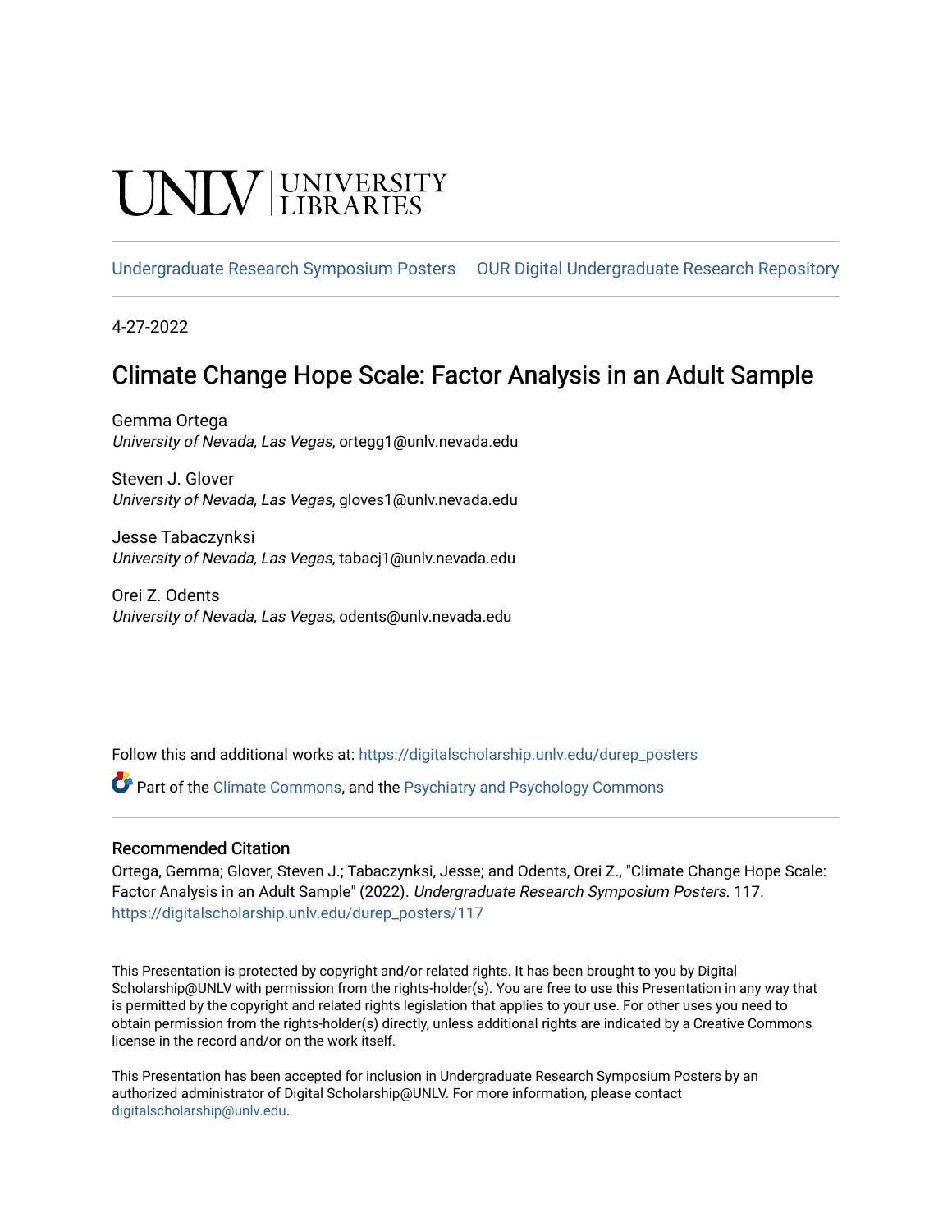UNLV | UNIVERSITY LIBRARIES

Undergraduate Research Symposium Posters    OUR Digital Undergraduate Research Repository

4-27-2022

# Climate Change Hope Scale: Factor Analysis in an Adult Sample

Gemma Ortega
*University of Nevada, Las Vegas*, ortegg1@unlv.nevada.edu

Steven J. Glover
*University of Nevada, Las Vegas*, gloves1@unlv.nevada.edu

Jesse Tabaczynksi
*University of Nevada, Las Vegas*, tabacj1@unlv.nevada.edu

Orei Z. Odents
*University of Nevada, Las Vegas*, odents@unlv.nevada.edu

Follow this and additional works at: https://digitalscholarship.unlv.edu/durep_posters

Part of the Climate Commons, and the Psychiatry and Psychology Commons

## Recommended Citation

Ortega, Gemma; Glover, Steven J.; Tabaczynksi, Jesse; and Odents, Orei Z., "Climate Change Hope Scale: Factor Analysis in an Adult Sample" (2022). *Undergraduate Research Symposium Posters*. 117.
https://digitalscholarship.unlv.edu/durep_posters/117

This Presentation is protected by copyright and/or related rights. It has been brought to you by Digital Scholarship@UNLV with permission from the rights-holder(s). You are free to use this Presentation in any way that is permitted by the copyright and related rights legislation that applies to your use. For other uses you need to obtain permission from the rights-holder(s) directly, unless additional rights are indicated by a Creative Commons license in the record and/or on the work itself.

This Presentation has been accepted for inclusion in Undergraduate Research Symposium Posters by an authorized administrator of Digital Scholarship@UNLV. For more information, please contact digitalscholarship@unlv.edu.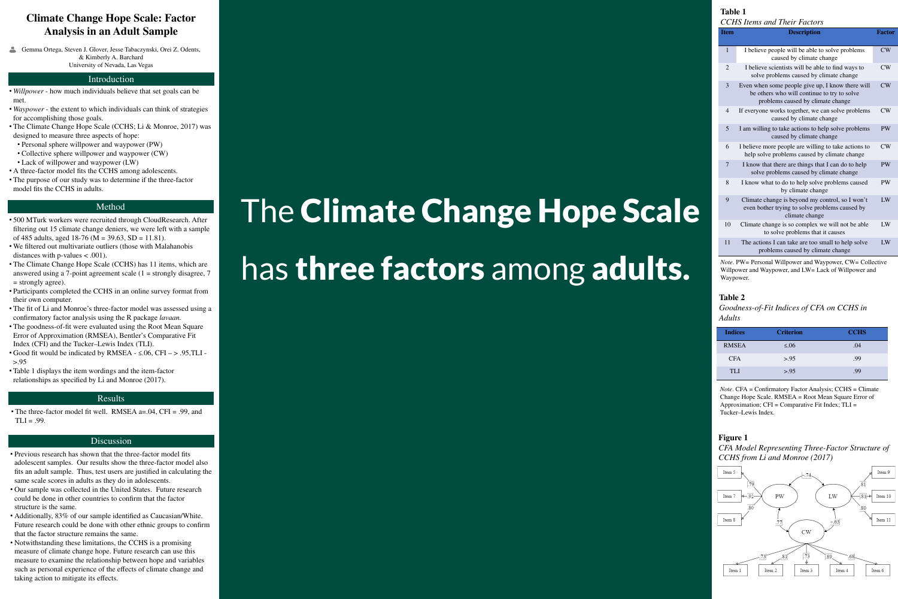# Climate Change Hope Scale: Factor Analysis in an Adult Sample

Gemma Ortega, Steven J. Glover, Jesse Tabaczynski, Orei Z. Odents, & Kimberly A. Barchard
University of Nevada, Las Vegas

## Introduction

- *Willpower* - how much individuals believe that set goals can be met.
- *Waypower* - the extent to which individuals can think of strategies for accomplishing those goals.
- The Climate Change Hope Scale (CCHS; Li & Monroe, 2017) was designed to measure three aspects of hope:
  - Personal sphere willpower and waypower (PW)
  - Collective sphere willpower and waypower (CW)
  - Lack of willpower and waypower (LW)
- A three-factor model fits the CCHS among adolescents.
- The purpose of our study was to determine if the three-factor model fits the CCHS in adults.

## Method

- 500 MTurk workers were recruited through CloudResearch. After filtering out 15 climate change deniers, we were left with a sample of 485 adults, aged 18-76 (M = 39.63, SD = 11.81).
- We filtered out multivariate outliers (those with Malahanobis distances with p-values < .001).
- The Climate Change Hope Scale (CCHS) has 11 items, which are answered using a 7-point agreement scale (1 = strongly disagree, 7 = strongly agreе).
- Participants completed the CCHS in an online survey format from their own computer.
- The fit of Li and Monroe's three-factor model was assessed using a confirmatory factor analysis using the R package *lavaan*.
- The goodness-of-fit were evaluated using the Root Mean Square Error of Approximation (RMSEA), Bentler's Comparative Fit Index (CFI) and the Tucker–Lewis Index (TLI).
- Good fit would be indicated by RMSEA - ≤.06, CFI – > .95,TLI - >.95
- Table 1 displays the item wordings and the item-factor relationships as specified by Li and Monroe (2017).

## Results

- The three-factor model fit well. RMSEA a=.04, CFI = .99, and TLI = .99.

## Discussion

- Previous research has shown that the three-factor model fits adolescent samples. Our results show the three-factor model also fits an adult sample. Thus, test users are justified in calculating the same scale scores in adults as they do in adolescents.
- Our sample was collected in the United States. Future research could be done in other countries to confirm that the factor structure is the same.
- Additionally, 83% of our sample identified as Caucasian/White. Future research could be done with other ethnic groups to confirm that the factor structure remains the same.
- Notwithstanding these limitations, the CCHS is a promising measure of climate change hope. Future research can use this measure to examine the relationship between hope and variables such as personal experience of the effects of climate change and taking action to mitigate its effects.

# The **Climate Change Hope Scale** has **three factors** among **adults.**

**Table 1**
*CCHS Items and Their Factors*

| Item | Description | Factor |
|---|---|---|
| 1 | I believe people will be able to solve problems caused by climate change | CW |
| 2 | I believe scientists will be able to find ways to solve problems caused by climate change | CW |
| 3 | Even when some people give up, I know there will be others who will continue to try to solve problems caused by climate change | CW |
| 4 | If everyone works together, we can solve problems caused by climate change | CW |
| 5 | I am willing to take actions to help solve problems caused by climate change | PW |
| 6 | I believe more people are willing to take actions to help solve problems caused by climate change | CW |
| 7 | I know that there are things that I can do to help solve problems caused by climate change | PW |
| 8 | I know what to do to help solve problems caused by climate change | PW |
| 9 | Climate change is beyond my control, so I won't even bother trying to solve problems caused by climate change | LW |
| 10 | Climate change is so complex we will not be able to solve problems that it causes | LW |
| 11 | The actions I can take are too small to help solve problems caused by climate change | LW |

*Note*. PW= Personal Willpower and Waypower, CW= Collective Willpower and Waypower, and LW= Lack of Willpower and Waypower.

**Table 2**
*Goodness-of-Fit Indices of CFA on CCHS in Adults*

| Indices | Criterion | CCHS |
|---|---|---|
| RMSEA | ≤.06 | .04 |
| CFA | >.95 | .99 |
| TLI | >.95 | .99 |

*Note*. CFA = Confirmatory Factor Analysis; CCHS = Climate Change Hope Scale. RMSEA = Root Mean Square Error of Approximation; CFI = Comparative Fit Index; TLI = Tucker–Lewis Index.

**Figure 1**
*CFA Model Representing Three-Factor Structure of CCHS from Li and Monroe (2017)*

PW, LW, CW
Item 5 .79; Item 7 .92; Item 8 .80
Item 9 .81; Item 10 .81; Item 11 .80
Item 1 .73; Item 2 .81; Item 3 .73; Item 4 .89; Item 6 .68
PW–LW -.74; PW–CW .77; LW–CW -.63